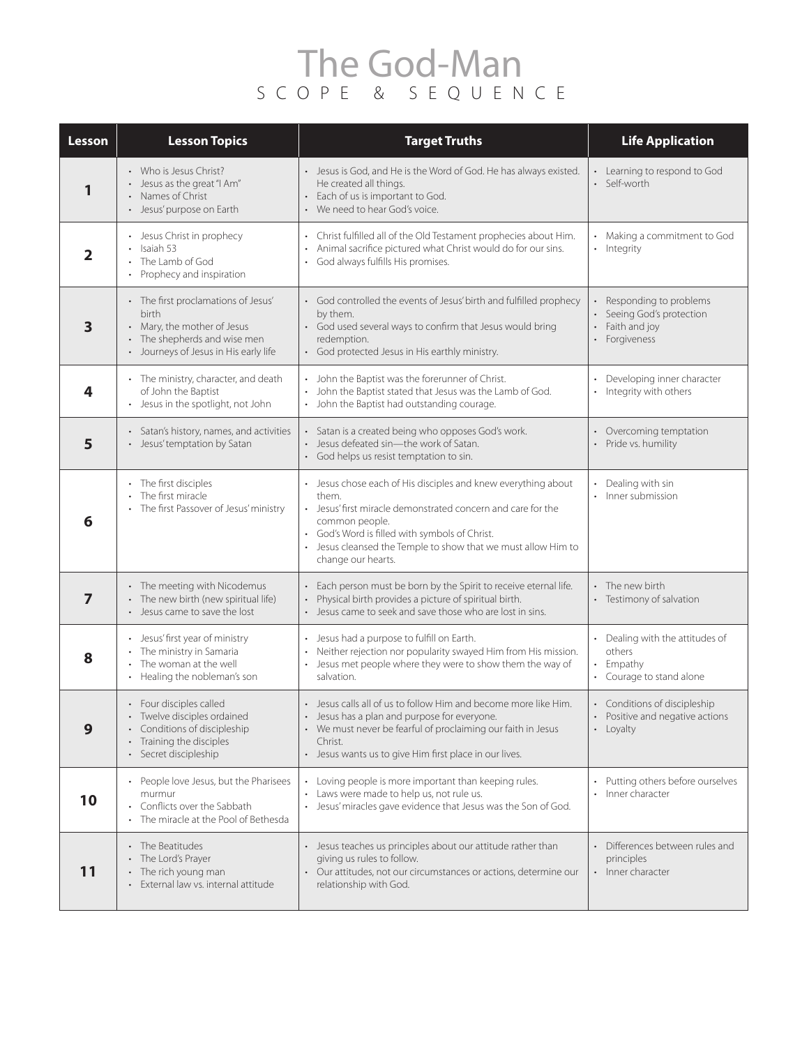# The God-Man
## SCOPE & SEQUENCE

| Lesson | Lesson Topics | Target Truths | Life Application |
|---|---|---|---|
| 1 | • Who is Jesus Christ?<br>• Jesus as the great "I Am"<br>• Names of Christ<br>• Jesus' purpose on Earth | • Jesus is God, and He is the Word of God. He has always existed. He created all things.<br>• Each of us is important to God.<br>• We need to hear God's voice. | • Learning to respond to God<br>• Self-worth |
| 2 | • Jesus Christ in prophecy<br>• Isaiah 53<br>• The Lamb of God<br>• Prophecy and inspiration | • Christ fulfilled all of the Old Testament prophecies about Him.<br>• Animal sacrifice pictured what Christ would do for our sins.<br>• God always fulfills His promises. | • Making a commitment to God<br>• Integrity |
| 3 | • The first proclamations of Jesus' birth<br>• Mary, the mother of Jesus<br>• The shepherds and wise men<br>• Journeys of Jesus in His early life | • God controlled the events of Jesus' birth and fulfilled prophecy by them.<br>• God used several ways to confirm that Jesus would bring redemption.<br>• God protected Jesus in His earthly ministry. | • Responding to problems<br>• Seeing God's protection<br>• Faith and joy<br>• Forgiveness |
| 4 | • The ministry, character, and death of John the Baptist<br>• Jesus in the spotlight, not John | • John the Baptist was the forerunner of Christ.<br>• John the Baptist stated that Jesus was the Lamb of God.<br>• John the Baptist had outstanding courage. | • Developing inner character<br>• Integrity with others |
| 5 | • Satan's history, names, and activities<br>• Jesus' temptation by Satan | • Satan is a created being who opposes God's work.<br>• Jesus defeated sin—the work of Satan.<br>• God helps us resist temptation to sin. | • Overcoming temptation<br>• Pride vs. humility |
| 6 | • The first disciples<br>• The first miracle<br>• The first Passover of Jesus' ministry | • Jesus chose each of His disciples and knew everything about them.<br>• Jesus' first miracle demonstrated concern and care for the common people.<br>• God's Word is filled with symbols of Christ.<br>• Jesus cleansed the Temple to show that we must allow Him to change our hearts. | • Dealing with sin<br>• Inner submission |
| 7 | • The meeting with Nicodemus<br>• The new birth (new spiritual life)<br>• Jesus came to save the lost | • Each person must be born by the Spirit to receive eternal life.<br>• Physical birth provides a picture of spiritual birth.<br>• Jesus came to seek and save those who are lost in sins. | • The new birth<br>• Testimony of salvation |
| 8 | • Jesus' first year of ministry<br>• The ministry in Samaria<br>• The woman at the well<br>• Healing the nobleman's son | • Jesus had a purpose to fulfill on Earth.<br>• Neither rejection nor popularity swayed Him from His mission.<br>• Jesus met people where they were to show them the way of salvation. | • Dealing with the attitudes of others<br>• Empathy<br>• Courage to stand alone |
| 9 | • Four disciples called<br>• Twelve disciples ordained<br>• Conditions of discipleship<br>• Training the disciples<br>• Secret discipleship | • Jesus calls all of us to follow Him and become more like Him.<br>• Jesus has a plan and purpose for everyone.<br>• We must never be fearful of proclaiming our faith in Jesus Christ.<br>• Jesus wants us to give Him first place in our lives. | • Conditions of discipleship<br>• Positive and negative actions<br>• Loyalty |
| 10 | • People love Jesus, but the Pharisees murmur<br>• Conflicts over the Sabbath<br>• The miracle at the Pool of Bethesda | • Loving people is more important than keeping rules.<br>• Laws were made to help us, not rule us.<br>• Jesus' miracles gave evidence that Jesus was the Son of God. | • Putting others before ourselves<br>• Inner character |
| 11 | • The Beatitudes<br>• The Lord's Prayer<br>• The rich young man<br>• External law vs. internal attitude | • Jesus teaches us principles about our attitude rather than giving us rules to follow.<br>• Our attitudes, not our circumstances or actions, determine our relationship with God. | • Differences between rules and principles<br>• Inner character |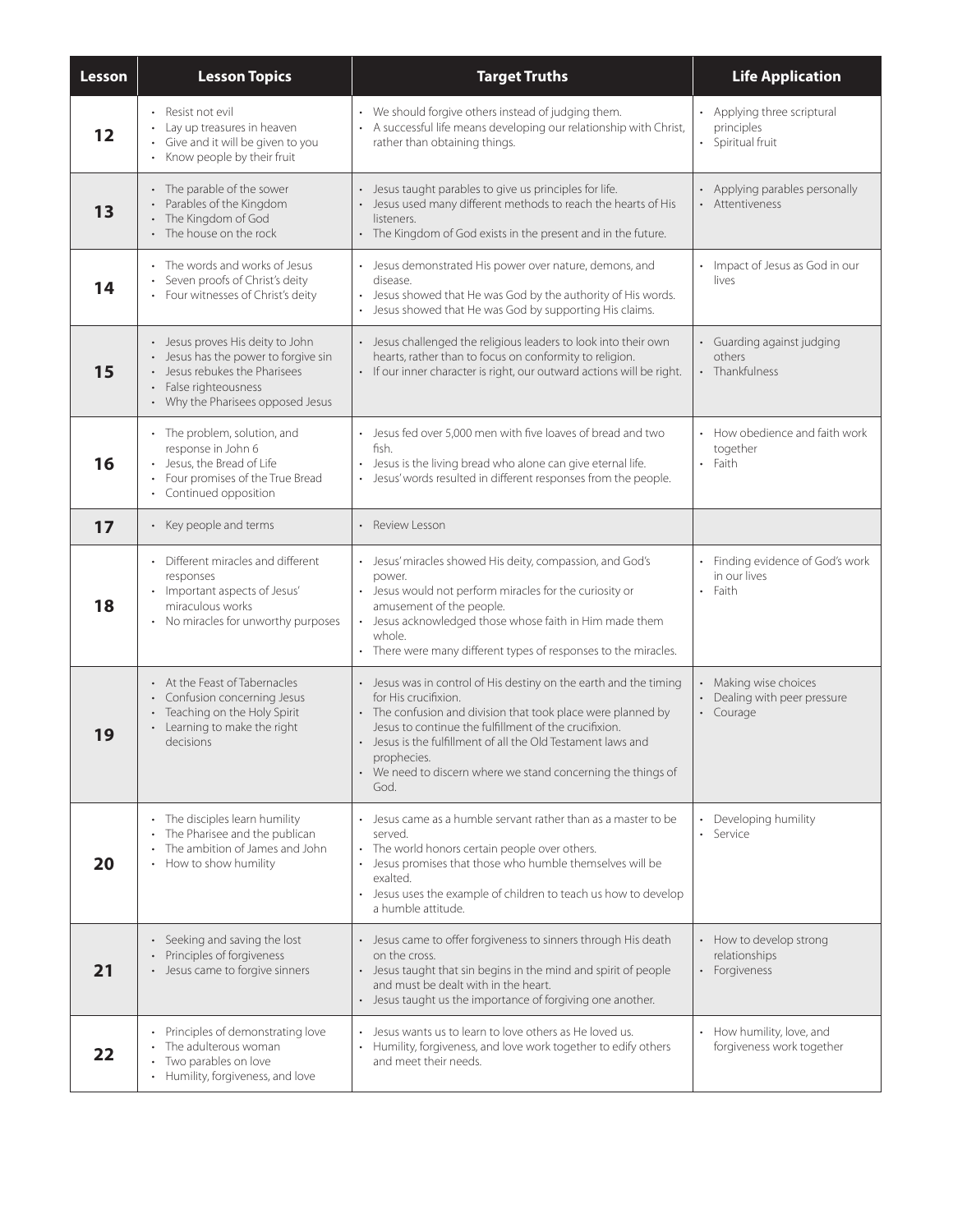| Lesson | Lesson Topics | Target Truths | Life Application |
|---|---|---|---|
| 12 | • Resist not evil<br>• Lay up treasures in heaven<br>• Give and it will be given to you<br>• Know people by their fruit | • We should forgive others instead of judging them.<br>• A successful life means developing our relationship with Christ, rather than obtaining things. | • Applying three scriptural principles<br>• Spiritual fruit |
| 13 | • The parable of the sower<br>• Parables of the Kingdom<br>• The Kingdom of God<br>• The house on the rock | • Jesus taught parables to give us principles for life.<br>• Jesus used many different methods to reach the hearts of His listeners.<br>• The Kingdom of God exists in the present and in the future. | • Applying parables personally<br>• Attentiveness |
| 14 | • The words and works of Jesus<br>• Seven proofs of Christ's deity<br>• Four witnesses of Christ's deity | • Jesus demonstrated His power over nature, demons, and disease.<br>• Jesus showed that He was God by the authority of His words.<br>• Jesus showed that He was God by supporting His claims. | • Impact of Jesus as God in our lives |
| 15 | • Jesus proves His deity to John<br>• Jesus has the power to forgive sin<br>• Jesus rebukes the Pharisees<br>• False righteousness<br>• Why the Pharisees opposed Jesus | • Jesus challenged the religious leaders to look into their own hearts, rather than to focus on conformity to religion.<br>• If our inner character is right, our outward actions will be right. | • Guarding against judging others<br>• Thankfulness |
| 16 | • The problem, solution, and response in John 6<br>• Jesus, the Bread of Life<br>• Four promises of the True Bread<br>• Continued opposition | • Jesus fed over 5,000 men with five loaves of bread and two fish.<br>• Jesus is the living bread who alone can give eternal life.<br>• Jesus' words resulted in different responses from the people. | • How obedience and faith work together<br>• Faith |
| 17 | • Key people and terms | • Review Lesson | |
| 18 | • Different miracles and different responses<br>• Important aspects of Jesus' miraculous works<br>• No miracles for unworthy purposes | • Jesus' miracles showed His deity, compassion, and God's power.<br>• Jesus would not perform miracles for the curiosity or amusement of the people.<br>• Jesus acknowledged those whose faith in Him made them whole.<br>• There were many different types of responses to the miracles. | • Finding evidence of God's work in our lives<br>• Faith |
| 19 | • At the Feast of Tabernacles<br>• Confusion concerning Jesus<br>• Teaching on the Holy Spirit<br>• Learning to make the right decisions | • Jesus was in control of His destiny on the earth and the timing for His crucifixion.<br>• The confusion and division that took place were planned by Jesus to continue the fulfillment of the crucifixion.<br>• Jesus is the fulfillment of all the Old Testament laws and prophecies.<br>• We need to discern where we stand concerning the things of God. | • Making wise choices<br>• Dealing with peer pressure<br>• Courage |
| 20 | • The disciples learn humility<br>• The Pharisee and the publican<br>• The ambition of James and John<br>• How to show humility | • Jesus came as a humble servant rather than as a master to be served.<br>• The world honors certain people over others.<br>• Jesus promises that those who humble themselves will be exalted.<br>• Jesus uses the example of children to teach us how to develop a humble attitude. | • Developing humility<br>• Service |
| 21 | • Seeking and saving the lost<br>• Principles of forgiveness<br>• Jesus came to forgive sinners | • Jesus came to offer forgiveness to sinners through His death on the cross.<br>• Jesus taught that sin begins in the mind and spirit of people and must be dealt with in the heart.<br>• Jesus taught us the importance of forgiving one another. | • How to develop strong relationships<br>• Forgiveness |
| 22 | • Principles of demonstrating love<br>• The adulterous woman<br>• Two parables on love<br>• Humility, forgiveness, and love | • Jesus wants us to learn to love others as He loved us.<br>• Humility, forgiveness, and love work together to edify others and meet their needs. | • How humility, love, and forgiveness work together |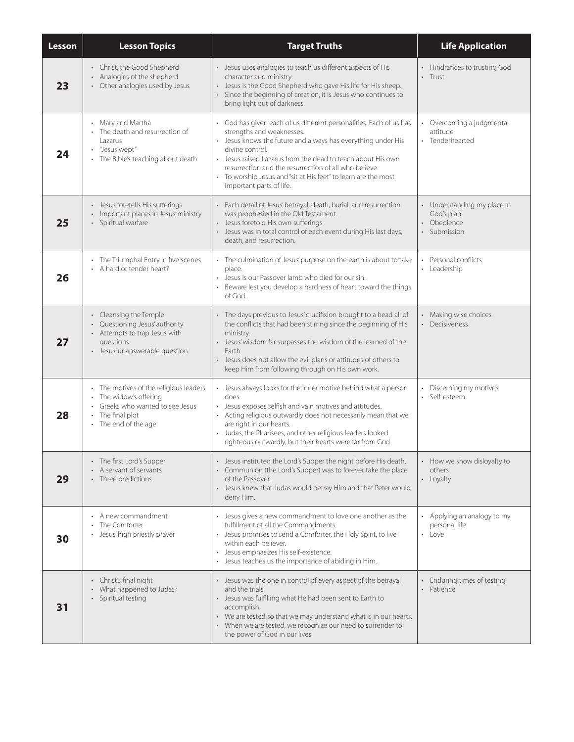| Lesson | Lesson Topics | Target Truths | Life Application |
|---|---|---|---|
| 23 | • Christ, the Good Shepherd<br>• Analogies of the shepherd<br>• Other analogies used by Jesus | • Jesus uses analogies to teach us different aspects of His character and ministry.<br>• Jesus is the Good Shepherd who gave His life for His sheep.<br>• Since the beginning of creation, it is Jesus who continues to bring light out of darkness. | • Hindrances to trusting God<br>• Trust |
| 24 | • Mary and Martha<br>• The death and resurrection of Lazarus<br>• "Jesus wept"<br>• The Bible's teaching about death | • God has given each of us different personalities. Each of us has strengths and weaknesses.<br>• Jesus knows the future and always has everything under His divine control.<br>• Jesus raised Lazarus from the dead to teach about His own resurrection and the resurrection of all who believe.<br>• To worship Jesus and "sit at His feet" to learn are the most important parts of life. | • Overcoming a judgmental attitude<br>• Tenderhearted |
| 25 | • Jesus foretells His sufferings<br>• Important places in Jesus' ministry<br>• Spiritual warfare | • Each detail of Jesus' betrayal, death, burial, and resurrection was prophesied in the Old Testament.<br>• Jesus foretold His own sufferings.<br>• Jesus was in total control of each event during His last days, death, and resurrection. | • Understanding my place in God's plan<br>• Obedience<br>• Submission |
| 26 | • The Triumphal Entry in five scenes<br>• A hard or tender heart? | • The culmination of Jesus' purpose on the earth is about to take place.<br>• Jesus is our Passover lamb who died for our sin.<br>• Beware lest you develop a hardness of heart toward the things of God. | • Personal conflicts<br>• Leadership |
| 27 | • Cleansing the Temple<br>• Questioning Jesus' authority<br>• Attempts to trap Jesus with questions<br>• Jesus' unanswerable question | • The days previous to Jesus' crucifixion brought to a head all of the conflicts that had been stirring since the beginning of His ministry.<br>• Jesus' wisdom far surpasses the wisdom of the learned of the Earth.<br>• Jesus does not allow the evil plans or attitudes of others to keep Him from following through on His own work. | • Making wise choices<br>• Decisiveness |
| 28 | • The motives of the religious leaders<br>• The widow's offering<br>• Greeks who wanted to see Jesus<br>• The final plot<br>• The end of the age | • Jesus always looks for the inner motive behind what a person does.<br>• Jesus exposes selfish and vain motives and attitudes.<br>• Acting religious outwardly does not necessarily mean that we are right in our hearts.<br>• Judas, the Pharisees, and other religious leaders looked righteous outwardly, but their hearts were far from God. | • Discerning my motives<br>• Self-esteem |
| 29 | • The first Lord's Supper<br>• A servant of servants<br>• Three predictions | • Jesus instituted the Lord's Supper the night before His death.<br>• Communion (the Lord's Supper) was to forever take the place of the Passover.<br>• Jesus knew that Judas would betray Him and that Peter would deny Him. | • How we show disloyalty to others<br>• Loyalty |
| 30 | • A new commandment<br>• The Comforter<br>• Jesus' high priestly prayer | • Jesus gives a new commandment to love one another as the fulfillment of all the Commandments.<br>• Jesus promises to send a Comforter, the Holy Spirit, to live within each believer.<br>• Jesus emphasizes His self-existence.<br>• Jesus teaches us the importance of abiding in Him. | • Applying an analogy to my personal life<br>• Love |
| 31 | • Christ's final night<br>• What happened to Judas?<br>• Spiritual testing | • Jesus was the one in control of every aspect of the betrayal and the trials.<br>• Jesus was fulfilling what He had been sent to Earth to accomplish.<br>• We are tested so that we may understand what is in our hearts.<br>• When we are tested, we recognize our need to surrender to the power of God in our lives. | • Enduring times of testing<br>• Patience |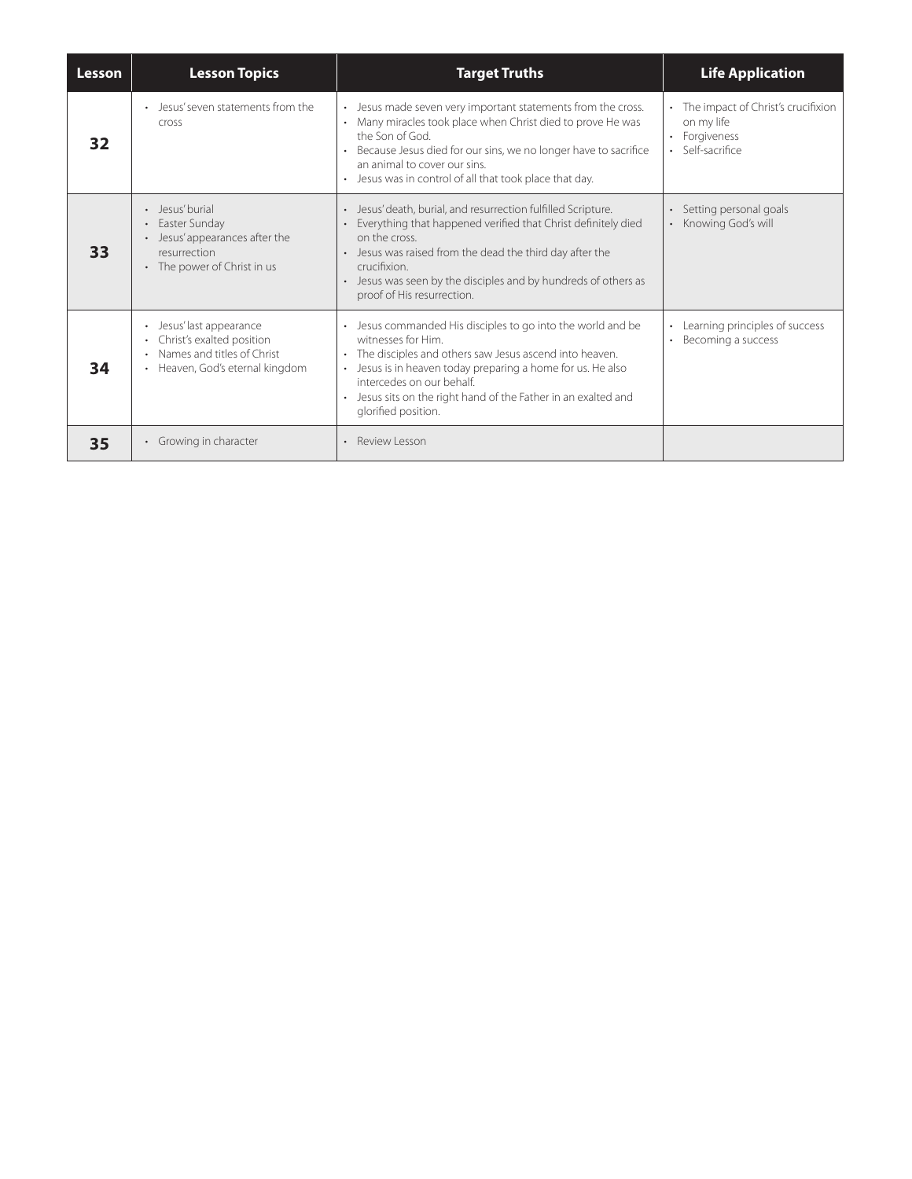| Lesson | Lesson Topics | Target Truths | Life Application |
|---|---|---|---|
| 32 | • Jesus' seven statements from the cross | • Jesus made seven very important statements from the cross.<br>• Many miracles took place when Christ died to prove He was the Son of God.<br>• Because Jesus died for our sins, we no longer have to sacrifice an animal to cover our sins.<br>• Jesus was in control of all that took place that day. | • The impact of Christ's crucifixion on my life<br>• Forgiveness<br>• Self-sacrifice |
| 33 | • Jesus' burial<br>• Easter Sunday<br>• Jesus' appearances after the resurrection<br>• The power of Christ in us | • Jesus' death, burial, and resurrection fulfilled Scripture.<br>• Everything that happened verified that Christ definitely died on the cross.<br>• Jesus was raised from the dead the third day after the crucifixion.<br>• Jesus was seen by the disciples and by hundreds of others as proof of His resurrection. | • Setting personal goals<br>• Knowing God's will |
| 34 | • Jesus' last appearance<br>• Christ's exalted position<br>• Names and titles of Christ<br>• Heaven, God's eternal kingdom | • Jesus commanded His disciples to go into the world and be witnesses for Him.<br>• The disciples and others saw Jesus ascend into heaven.<br>• Jesus is in heaven today preparing a home for us. He also intercedes on our behalf.<br>• Jesus sits on the right hand of the Father in an exalted and glorified position. | • Learning principles of success<br>• Becoming a success |
| 35 | • Growing in character | • Review Lesson | |